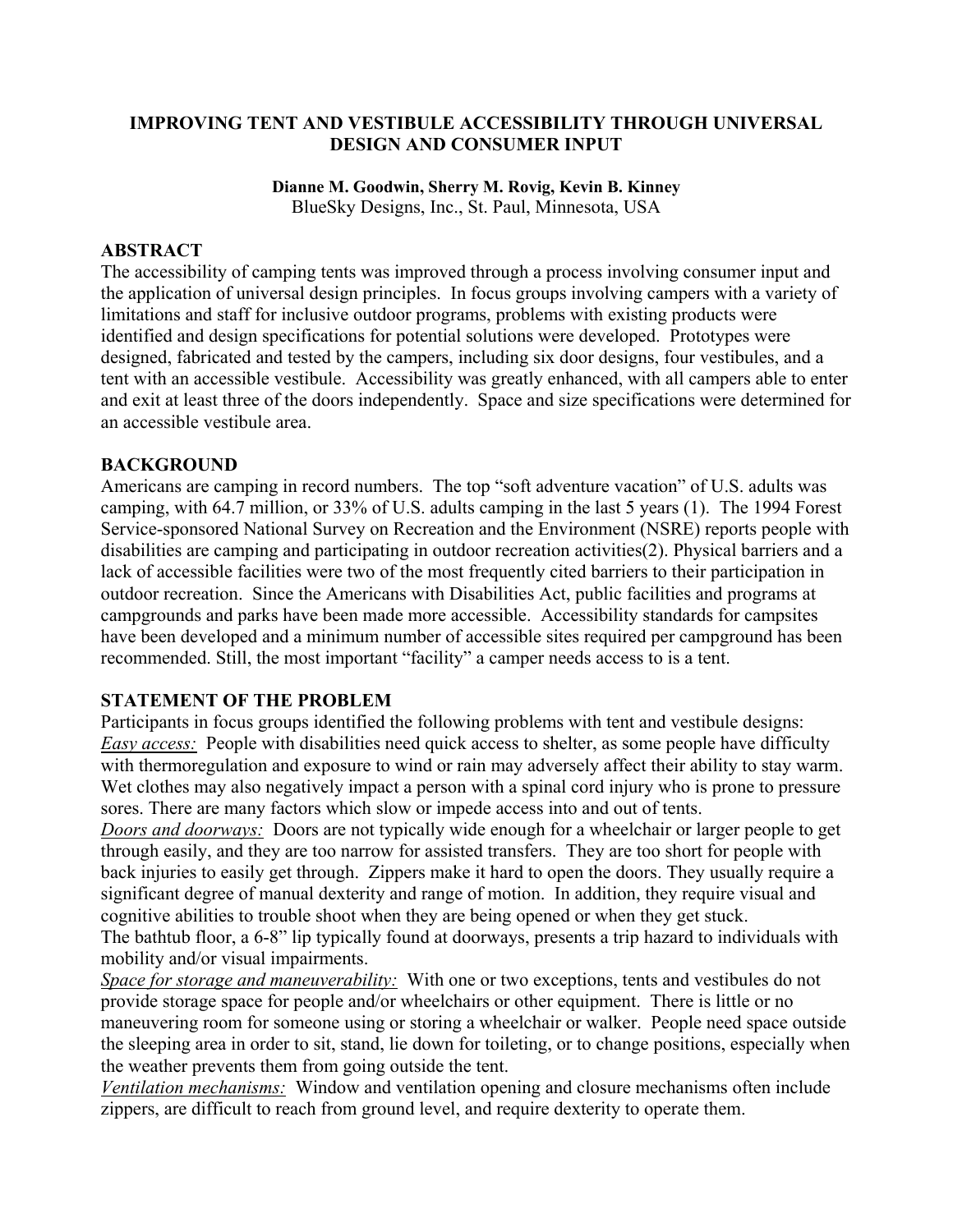# IMPROVING TENT AND VESTIBULE ACCESSIBILITY THROUGH UNIVERSAL DESIGN AND CONSUMER INPUT

**Dianne M. Goodwin, Sherry M. Rovig, Kevin B. Kinney**
BlueSky Designs, Inc., St. Paul, Minnesota, USA

## ABSTRACT

The accessibility of camping tents was improved through a process involving consumer input and the application of universal design principles. In focus groups involving campers with a variety of limitations and staff for inclusive outdoor programs, problems with existing products were identified and design specifications for potential solutions were developed. Prototypes were designed, fabricated and tested by the campers, including six door designs, four vestibules, and a tent with an accessible vestibule. Accessibility was greatly enhanced, with all campers able to enter and exit at least three of the doors independently. Space and size specifications were determined for an accessible vestibule area.

## BACKGROUND

Americans are camping in record numbers. The top "soft adventure vacation" of U.S. adults was camping, with 64.7 million, or 33% of U.S. adults camping in the last 5 years (1). The 1994 Forest Service-sponsored National Survey on Recreation and the Environment (NSRE) reports people with disabilities are camping and participating in outdoor recreation activities(2). Physical barriers and a lack of accessible facilities were two of the most frequently cited barriers to their participation in outdoor recreation. Since the Americans with Disabilities Act, public facilities and programs at campgrounds and parks have been made more accessible. Accessibility standards for campsites have been developed and a minimum number of accessible sites required per campground has been recommended. Still, the most important "facility" a camper needs access to is a tent.

## STATEMENT OF THE PROBLEM

Participants in focus groups identified the following problems with tent and vestibule designs:

*Easy access:* People with disabilities need quick access to shelter, as some people have difficulty with thermoregulation and exposure to wind or rain may adversely affect their ability to stay warm. Wet clothes may also negatively impact a person with a spinal cord injury who is prone to pressure sores. There are many factors which slow or impede access into and out of tents.

*Doors and doorways:* Doors are not typically wide enough for a wheelchair or larger people to get through easily, and they are too narrow for assisted transfers. They are too short for people with back injuries to easily get through. Zippers make it hard to open the doors. They usually require a significant degree of manual dexterity and range of motion. In addition, they require visual and cognitive abilities to trouble shoot when they are being opened or when they get stuck.

The bathtub floor, a 6-8" lip typically found at doorways, presents a trip hazard to individuals with mobility and/or visual impairments.

*Space for storage and maneuverability:* With one or two exceptions, tents and vestibules do not provide storage space for people and/or wheelchairs or other equipment. There is little or no maneuvering room for someone using or storing a wheelchair or walker. People need space outside the sleeping area in order to sit, stand, lie down for toileting, or to change positions, especially when the weather prevents them from going outside the tent.

*Ventilation mechanisms:* Window and ventilation opening and closure mechanisms often include zippers, are difficult to reach from ground level, and require dexterity to operate them.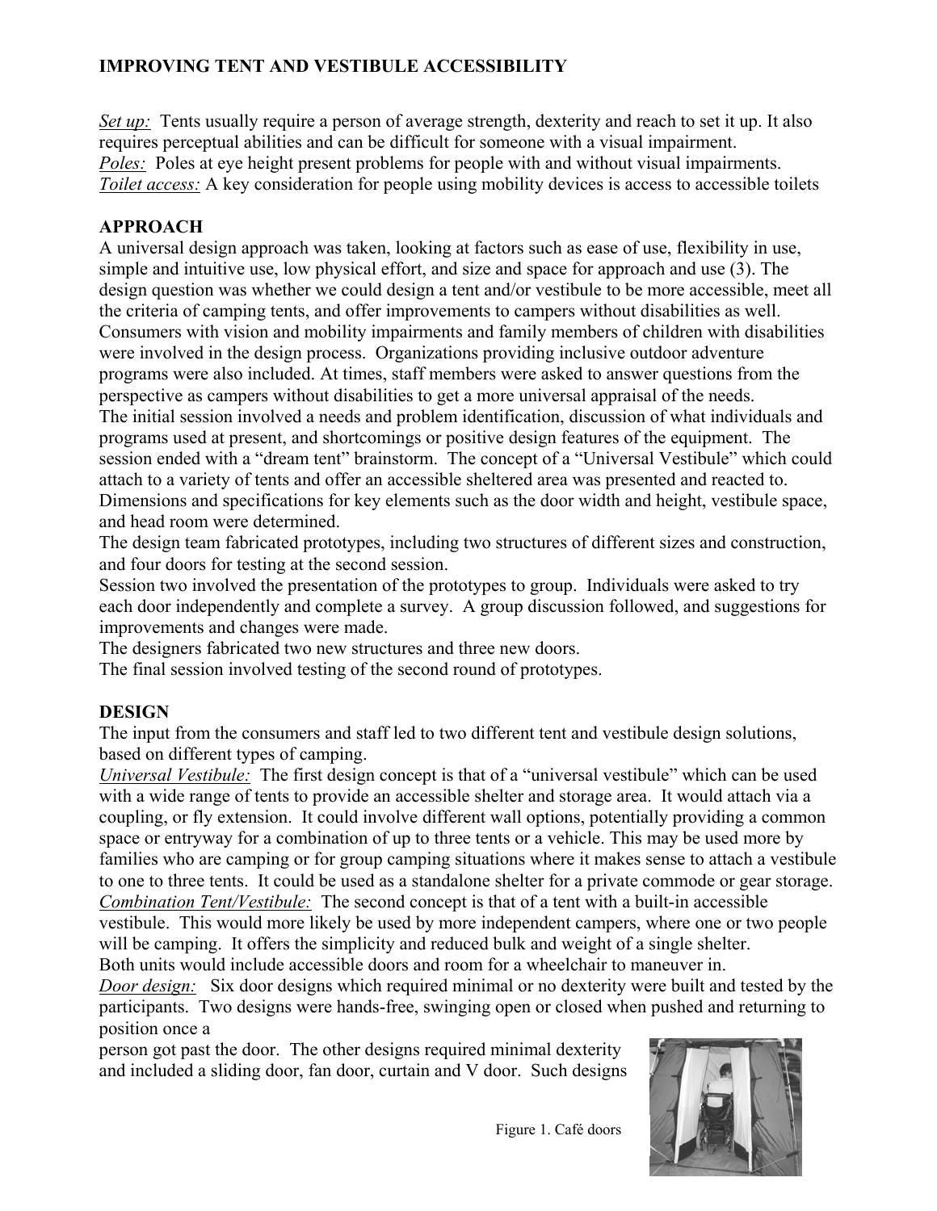## IMPROVING TENT AND VESTIBULE ACCESSIBILITY

*Set up:* Tents usually require a person of average strength, dexterity and reach to set it up. It also requires perceptual abilities and can be difficult for someone with a visual impairment.
*Poles:* Poles at eye height present problems for people with and without visual impairments.
*Toilet access:* A key consideration for people using mobility devices is access to accessible toilets

## APPROACH

A universal design approach was taken, looking at factors such as ease of use, flexibility in use, simple and intuitive use, low physical effort, and size and space for approach and use (3). The design question was whether we could design a tent and/or vestibule to be more accessible, meet all the criteria of camping tents, and offer improvements to campers without disabilities as well. Consumers with vision and mobility impairments and family members of children with disabilities were involved in the design process. Organizations providing inclusive outdoor adventure programs were also included. At times, staff members were asked to answer questions from the perspective as campers without disabilities to get a more universal appraisal of the needs.

The initial session involved a needs and problem identification, discussion of what individuals and programs used at present, and shortcomings or positive design features of the equipment. The session ended with a "dream tent" brainstorm. The concept of a "Universal Vestibule" which could attach to a variety of tents and offer an accessible sheltered area was presented and reacted to. Dimensions and specifications for key elements such as the door width and height, vestibule space, and head room were determined.

The design team fabricated prototypes, including two structures of different sizes and construction, and four doors for testing at the second session.

Session two involved the presentation of the prototypes to group. Individuals were asked to try each door independently and complete a survey. A group discussion followed, and suggestions for improvements and changes were made.

The designers fabricated two new structures and three new doors.

The final session involved testing of the second round of prototypes.

## DESIGN

The input from the consumers and staff led to two different tent and vestibule design solutions, based on different types of camping.

*Universal Vestibule:* The first design concept is that of a "universal vestibule" which can be used with a wide range of tents to provide an accessible shelter and storage area. It would attach via a coupling, or fly extension. It could involve different wall options, potentially providing a common space or entryway for a combination of up to three tents or a vehicle. This may be used more by families who are camping or for group camping situations where it makes sense to attach a vestibule to one to three tents. It could be used as a standalone shelter for a private commode or gear storage.

*Combination Tent/Vestibule:* The second concept is that of a tent with a built-in accessible vestibule. This would more likely be used by more independent campers, where one or two people will be camping. It offers the simplicity and reduced bulk and weight of a single shelter.

Both units would include accessible doors and room for a wheelchair to maneuver in.

*Door design:* Six door designs which required minimal or no dexterity were built and tested by the participants. Two designs were hands-free, swinging open or closed when pushed and returning to position once a person got past the door. The other designs required minimal dexterity and included a sliding door, fan door, curtain and V door. Such designs

Figure 1. Café doors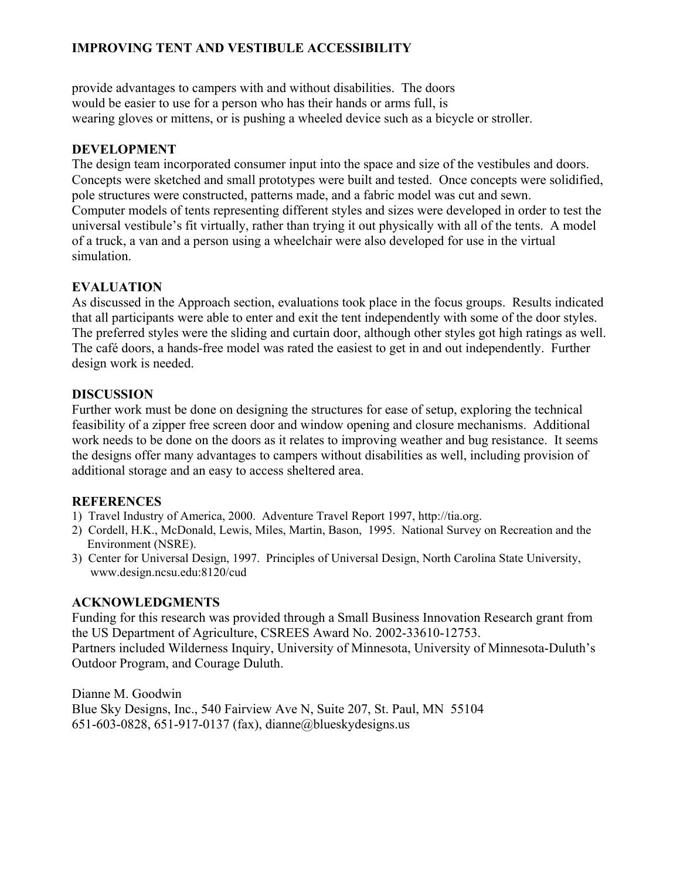provide advantages to campers with and without disabilities. The doors would be easier to use for a person who has their hands or arms full, is wearing gloves or mittens, or is pushing a wheeled device such as a bicycle or stroller.

## DEVELOPMENT

The design team incorporated consumer input into the space and size of the vestibules and doors. Concepts were sketched and small prototypes were built and tested. Once concepts were solidified, pole structures were constructed, patterns made, and a fabric model was cut and sewn. Computer models of tents representing different styles and sizes were developed in order to test the universal vestibule's fit virtually, rather than trying it out physically with all of the tents. A model of a truck, a van and a person using a wheelchair were also developed for use in the virtual simulation.

## EVALUATION

As discussed in the Approach section, evaluations took place in the focus groups. Results indicated that all participants were able to enter and exit the tent independently with some of the door styles. The preferred styles were the sliding and curtain door, although other styles got high ratings as well. The café doors, a hands-free model was rated the easiest to get in and out independently. Further design work is needed.

## DISCUSSION

Further work must be done on designing the structures for ease of setup, exploring the technical feasibility of a zipper free screen door and window opening and closure mechanisms. Additional work needs to be done on the doors as it relates to improving weather and bug resistance. It seems the designs offer many advantages to campers without disabilities as well, including provision of additional storage and an easy to access sheltered area.

## REFERENCES

1) Travel Industry of America, 2000. Adventure Travel Report 1997, http://tia.org.
2) Cordell, H.K., McDonald, Lewis, Miles, Martin, Bason, 1995. National Survey on Recreation and the Environment (NSRE).
3) Center for Universal Design, 1997. Principles of Universal Design, North Carolina State University, www.design.ncsu.edu:8120/cud

## ACKNOWLEDGMENTS

Funding for this research was provided through a Small Business Innovation Research grant from the US Department of Agriculture, CSREES Award No. 2002-33610-12753.
Partners included Wilderness Inquiry, University of Minnesota, University of Minnesota-Duluth's Outdoor Program, and Courage Duluth.

Dianne M. Goodwin
Blue Sky Designs, Inc., 540 Fairview Ave N, Suite 207, St. Paul, MN 55104
651-603-0828, 651-917-0137 (fax), dianne@blueskydesigns.us